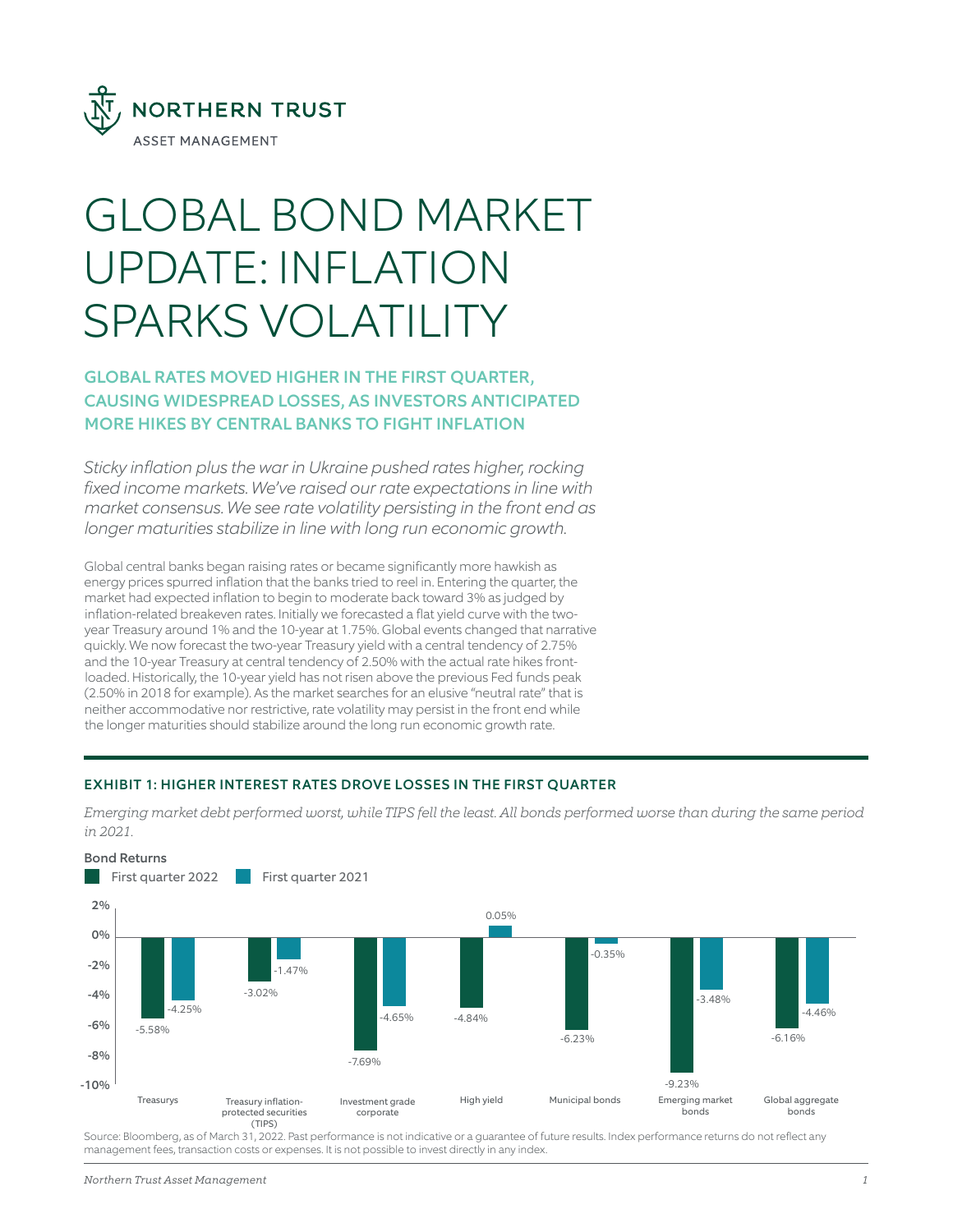NORTHERN TRUST

ASSET MANAGEMENT

# GLOBAL BOND MARKET UPDATE: INFLATION SPARKS VOLATILITY

## GLOBAL RATES MOVED HIGHER IN THE FIRST QUARTER, CAUSING WIDESPREAD LOSSES, AS INVESTORS ANTICIPATED MORE HIKES BY CENTRAL BANKS TO FIGHT INFLATION

*Sticky inflation plus the war in Ukraine pushed rates higher, rocking fixed income markets. We've raised our rate expectations in line with market consensus. We see rate volatility persisting in the front end as longer maturities stabilize in line with long run economic growth.*

Global central banks began raising rates or became significantly more hawkish as energy prices spurred inflation that the banks tried to reel in. Entering the quarter, the market had expected inflation to begin to moderate back toward 3% as judged by inflation-related breakeven rates. Initially we forecasted a flat yield curve with the two-year Treasury around 1% and the 10-year at 1.75%. Global events changed that narrative quickly. We now forecast the two-year Treasury yield with a central tendency of 2.75% and the 10-year Treasury at central tendency of 2.50% with the actual rate hikes front-loaded. Historically, the 10-year yield has not risen above the previous Fed funds peak (2.50% in 2018 for example). As the market searches for an elusive "neutral rate" that is neither accommodative nor restrictive, rate volatility may persist in the front end while the longer maturities should stabilize around the long run economic growth rate.

### EXHIBIT 1: HIGHER INTEREST RATES DROVE LOSSES IN THE FIRST QUARTER

*Emerging market debt performed worst, while TIPS fell the least. All bonds performed worse than during the same period in 2021.*

Bond Returns

| | First quarter 2022 | First quarter 2021 |
|---|---|---|
| Treasurys | -5.58% | -4.25% |
| Treasury inflation-protected securities (TIPS) | -3.02% | -1.47% |
| Investment grade corporate | -7.69% | -4.65% |
| High yield | -4.84% | 0.05% |
| Municipal bonds | -6.23% | -0.35% |
| Emerging market bonds | -9.23% | -3.48% |
| Global aggregate bonds | -6.16% | -4.46% |

Source: Bloomberg, as of March 31, 2022. Past performance is not indicative or a guarantee of future results. Index performance returns do not reflect any management fees, transaction costs or expenses. It is not possible to invest directly in any index.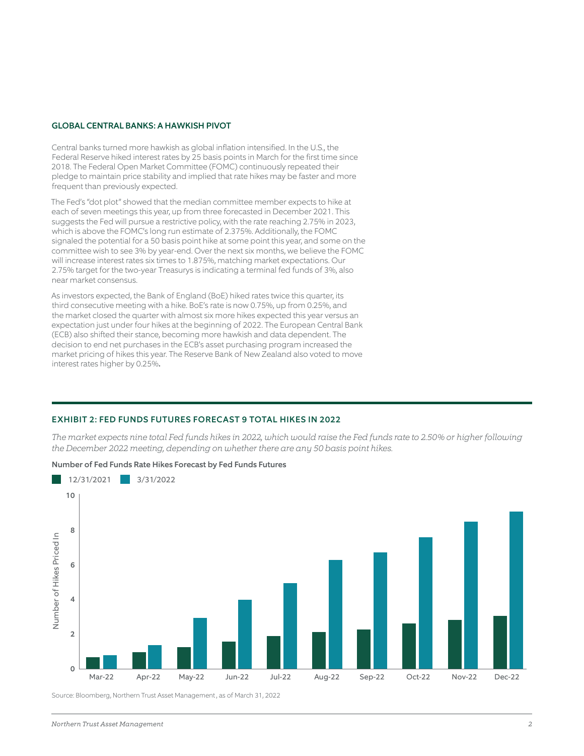## GLOBAL CENTRAL BANKS: A HAWKISH PIVOT

Central banks turned more hawkish as global inflation intensified. In the U.S., the Federal Reserve hiked interest rates by 25 basis points in March for the first time since 2018. The Federal Open Market Committee (FOMC) continuously repeated their pledge to maintain price stability and implied that rate hikes may be faster and more frequent than previously expected.

The Fed's "dot plot" showed that the median committee member expects to hike at each of seven meetings this year, up from three forecasted in December 2021. This suggests the Fed will pursue a restrictive policy, with the rate reaching 2.75% in 2023, which is above the FOMC's long run estimate of 2.375%. Additionally, the FOMC signaled the potential for a 50 basis point hike at some point this year, and some on the committee wish to see 3% by year-end. Over the next six months, we believe the FOMC will increase interest rates six times to 1.875%, matching market expectations. Our 2.75% target for the two-year Treasurys is indicating a terminal fed funds of 3%, also near market consensus.

As investors expected, the Bank of England (BoE) hiked rates twice this quarter, its third consecutive meeting with a hike. BoE's rate is now 0.75%, up from 0.25%, and the market closed the quarter with almost six more hikes expected this year versus an expectation just under four hikes at the beginning of 2022. The European Central Bank (ECB) also shifted their stance, becoming more hawkish and data dependent. The decision to end net purchases in the ECB's asset purchasing program increased the market pricing of hikes this year. The Reserve Bank of New Zealand also voted to move interest rates higher by 0.25%.

### EXHIBIT 2: FED FUNDS FUTURES FORECAST 9 TOTAL HIKES IN 2022

*The market expects nine total Fed funds hikes in 2022, which would raise the Fed funds rate to 2.50% or higher following the December 2022 meeting, depending on whether there are any 50 basis point hikes.*

**Number of Fed Funds Rate Hikes Forecast by Fed Funds Futures**

Legend: 12/31/2021, 3/31/2022

Y-axis: Number of Hikes Priced In (0–10)

X-axis: Mar-22, Apr-22, May-22, Jun-22, Jul-22, Aug-22, Sep-22, Oct-22, Nov-22, Dec-22

Source: Bloomberg, Northern Trust Asset Management, as of March 31, 2022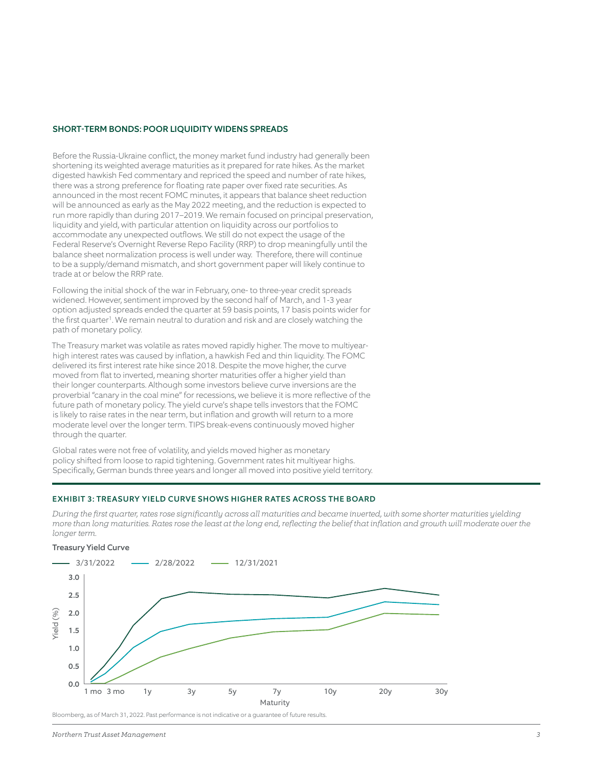## SHORT-TERM BONDS: POOR LIQUIDITY WIDENS SPREADS

Before the Russia-Ukraine conflict, the money market fund industry had generally been shortening its weighted average maturities as it prepared for rate hikes. As the market digested hawkish Fed commentary and repriced the speed and number of rate hikes, there was a strong preference for floating rate paper over fixed rate securities. As announced in the most recent FOMC minutes, it appears that balance sheet reduction will be announced as early as the May 2022 meeting, and the reduction is expected to run more rapidly than during 2017–2019. We remain focused on principal preservation, liquidity and yield, with particular attention on liquidity across our portfolios to accommodate any unexpected outflows. We still do not expect the usage of the Federal Reserve's Overnight Reverse Repo Facility (RRP) to drop meaningfully until the balance sheet normalization process is well under way. Therefore, there will continue to be a supply/demand mismatch, and short government paper will likely continue to trade at or below the RRP rate.

Following the initial shock of the war in February, one- to three-year credit spreads widened. However, sentiment improved by the second half of March, and 1-3 year option adjusted spreads ended the quarter at 59 basis points, 17 basis points wider for the first quarter[1]. We remain neutral to duration and risk and are closely watching the path of monetary policy.

The Treasury market was volatile as rates moved rapidly higher. The move to multiyear-high interest rates was caused by inflation, a hawkish Fed and thin liquidity. The FOMC delivered its first interest rate hike since 2018. Despite the move higher, the curve moved from flat to inverted, meaning shorter maturities offer a higher yield than their longer counterparts. Although some investors believe curve inversions are the proverbial "canary in the coal mine" for recessions, we believe it is more reflective of the future path of monetary policy. The yield curve's shape tells investors that the FOMC is likely to raise rates in the near term, but inflation and growth will return to a more moderate level over the longer term. TIPS break-evens continuously moved higher through the quarter.

Global rates were not free of volatility, and yields moved higher as monetary policy shifted from loose to rapid tightening. Government rates hit multiyear highs. Specifically, German bunds three years and longer all moved into positive yield territory.

### EXHIBIT 3: TREASURY YIELD CURVE SHOWS HIGHER RATES ACROSS THE BOARD

*During the first quarter, rates rose significantly across all maturities and became inverted, with some shorter maturities yielding more than long maturities. Rates rose the least at the long end, reflecting the belief that inflation and growth will moderate over the longer term.*

**Treasury Yield Curve**

Legend: 3/31/2022, 2/28/2022, 12/31/2021

Yield (%) by Maturity: 1 mo, 3 mo, 1y, 3y, 5y, 7y, 10y, 20y, 30y

Bloomberg, as of March 31, 2022. Past performance is not indicative or a guarantee of future results.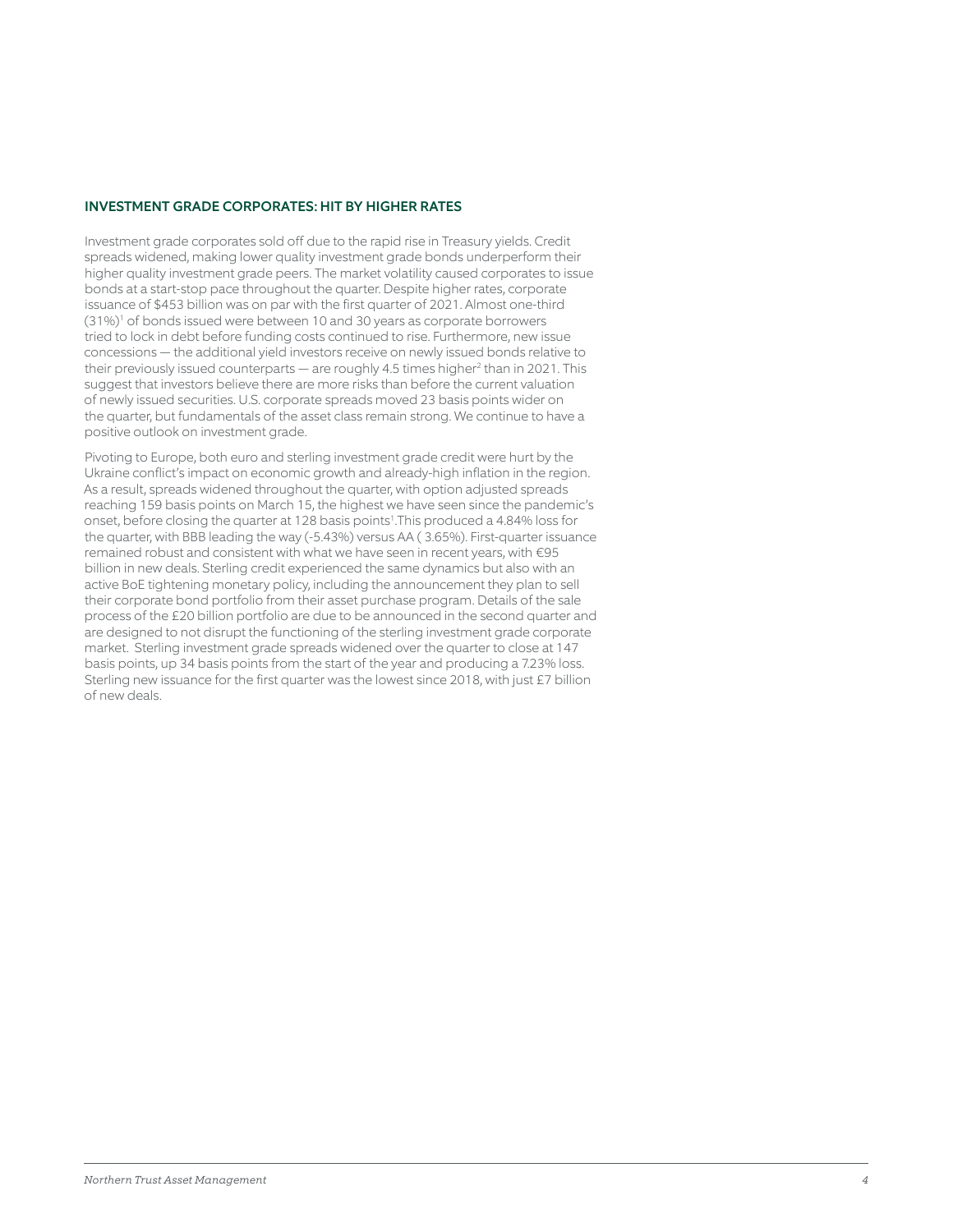## INVESTMENT GRADE CORPORATES: HIT BY HIGHER RATES

Investment grade corporates sold off due to the rapid rise in Treasury yields. Credit spreads widened, making lower quality investment grade bonds underperform their higher quality investment grade peers. The market volatility caused corporates to issue bonds at a start-stop pace throughout the quarter. Despite higher rates, corporate issuance of $453 billion was on par with the first quarter of 2021. Almost one-third (31%)[1] of bonds issued were between 10 and 30 years as corporate borrowers tried to lock in debt before funding costs continued to rise. Furthermore, new issue concessions — the additional yield investors receive on newly issued bonds relative to their previously issued counterparts — are roughly 4.5 times higher[2] than in 2021. This suggest that investors believe there are more risks than before the current valuation of newly issued securities. U.S. corporate spreads moved 23 basis points wider on the quarter, but fundamentals of the asset class remain strong. We continue to have a positive outlook on investment grade.

Pivoting to Europe, both euro and sterling investment grade credit were hurt by the Ukraine conflict's impact on economic growth and already-high inflation in the region. As a result, spreads widened throughout the quarter, with option adjusted spreads reaching 159 basis points on March 15, the highest we have seen since the pandemic's onset, before closing the quarter at 128 basis points[1].This produced a 4.84% loss for the quarter, with BBB leading the way (-5.43%) versus AA ( 3.65%). First-quarter issuance remained robust and consistent with what we have seen in recent years, with €95 billion in new deals. Sterling credit experienced the same dynamics but also with an active BoE tightening monetary policy, including the announcement they plan to sell their corporate bond portfolio from their asset purchase program. Details of the sale process of the £20 billion portfolio are due to be announced in the second quarter and are designed to not disrupt the functioning of the sterling investment grade corporate market. Sterling investment grade spreads widened over the quarter to close at 147 basis points, up 34 basis points from the start of the year and producing a 7.23% loss. Sterling new issuance for the first quarter was the lowest since 2018, with just £7 billion of new deals.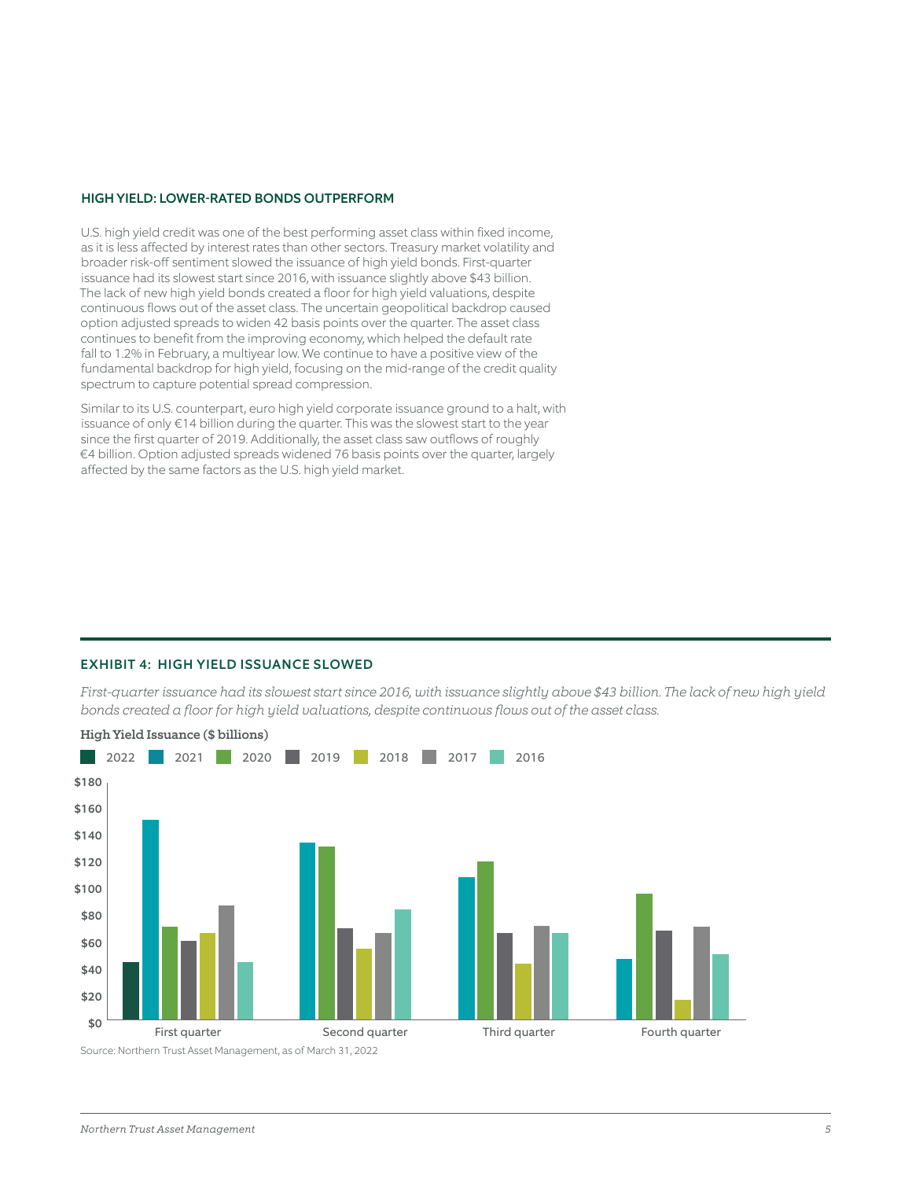## HIGH YIELD: LOWER-RATED BONDS OUTPERFORM

U.S. high yield credit was one of the best performing asset class within fixed income, as it is less affected by interest rates than other sectors. Treasury market volatility and broader risk-off sentiment slowed the issuance of high yield bonds. First-quarter issuance had its slowest start since 2016, with issuance slightly above $43 billion. The lack of new high yield bonds created a floor for high yield valuations, despite continuous flows out of the asset class. The uncertain geopolitical backdrop caused option adjusted spreads to widen 42 basis points over the quarter. The asset class continues to benefit from the improving economy, which helped the default rate fall to 1.2% in February, a multiyear low. We continue to have a positive view of the fundamental backdrop for high yield, focusing on the mid-range of the credit quality spectrum to capture potential spread compression.

Similar to its U.S. counterpart, euro high yield corporate issuance ground to a halt, with issuance of only €14 billion during the quarter. This was the slowest start to the year since the first quarter of 2019. Additionally, the asset class saw outflows of roughly €4 billion. Option adjusted spreads widened 76 basis points over the quarter, largely affected by the same factors as the U.S. high yield market.

## EXHIBIT 4: HIGH YIELD ISSUANCE SLOWED

*First-quarter issuance had its slowest start since 2016, with issuance slightly above $43 billion. The lack of new high yield bonds created a floor for high yield valuations, despite continuous flows out of the asset class.*

**High Yield Issuance ($ billions)**

Legend: 2022, 2021, 2020, 2019, 2018, 2017, 2016

Y-axis: $0 – $180; X-axis: First quarter, Second quarter, Third quarter, Fourth quarter

Source: Northern Trust Asset Management, as of March 31, 2022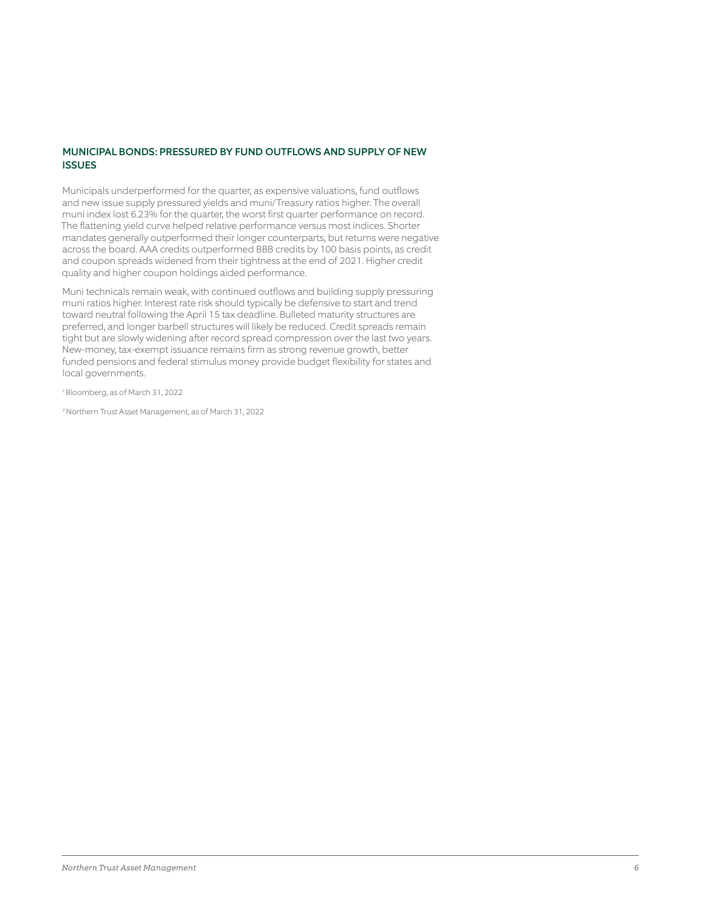## MUNICIPAL BONDS: PRESSURED BY FUND OUTFLOWS AND SUPPLY OF NEW ISSUES

Municipals underperformed for the quarter, as expensive valuations, fund outflows and new issue supply pressured yields and muni/Treasury ratios higher. The overall muni index lost 6.23% for the quarter, the worst first quarter performance on record. The flattening yield curve helped relative performance versus most indices. Shorter mandates generally outperformed their longer counterparts, but returns were negative across the board. AAA credits outperformed BBB credits by 100 basis points, as credit and coupon spreads widened from their tightness at the end of 2021. Higher credit quality and higher coupon holdings aided performance.

Muni technicals remain weak, with continued outflows and building supply pressuring muni ratios higher. Interest rate risk should typically be defensive to start and trend toward neutral following the April 15 tax deadline. Bulleted maturity structures are preferred, and longer barbell structures will likely be reduced. Credit spreads remain tight but are slowly widening after record spread compression over the last two years. New-money, tax-exempt issuance remains firm as strong revenue growth, better funded pensions and federal stimulus money provide budget flexibility for states and local governments.

[1] Bloomberg, as of March 31, 2022

[2] Northern Trust Asset Management, as of March 31, 2022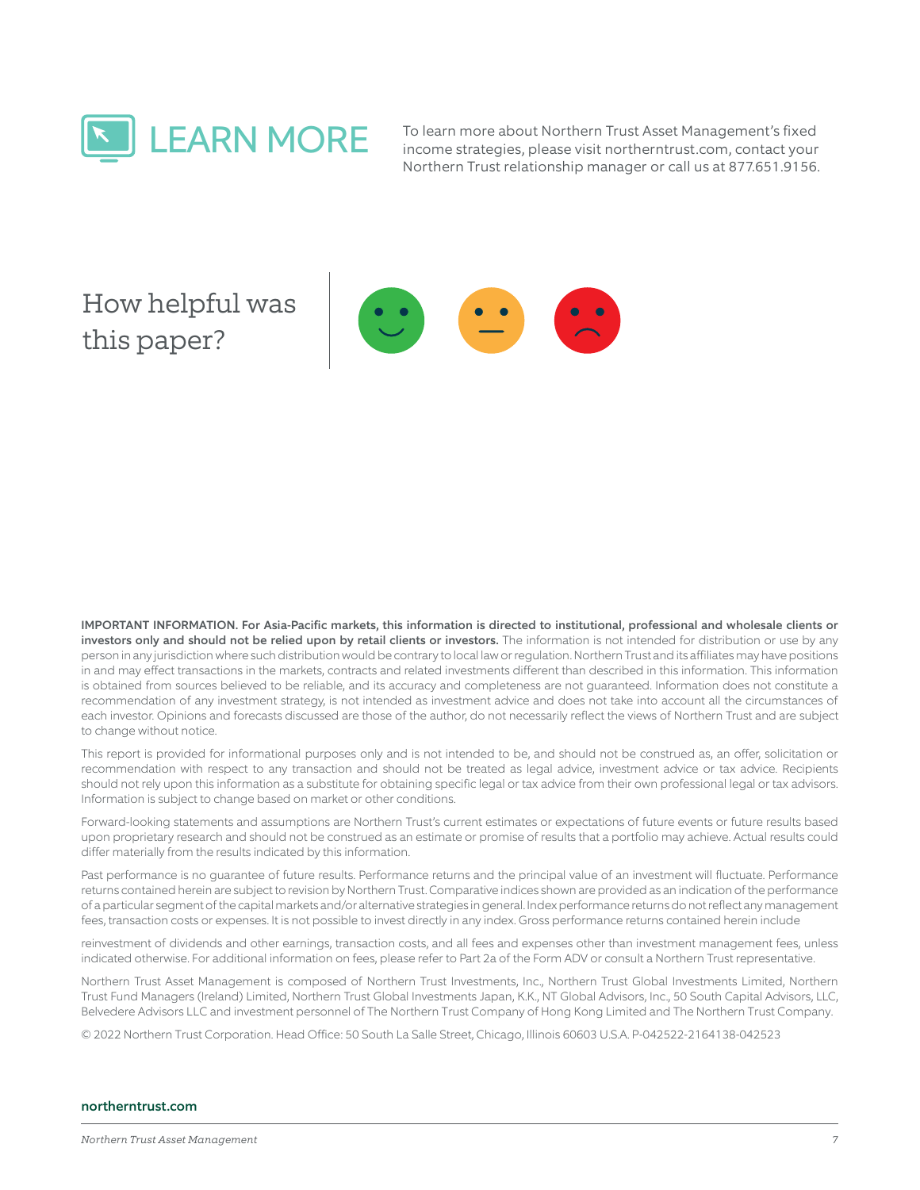## LEARN MORE

To learn more about Northern Trust Asset Management's fixed income strategies, please visit northerntrust.com, contact your Northern Trust relationship manager or call us at 877.651.9156.

How helpful was this paper?

**IMPORTANT INFORMATION. For Asia-Pacific markets, this information is directed to institutional, professional and wholesale clients or investors only and should not be relied upon by retail clients or investors.** The information is not intended for distribution or use by any person in any jurisdiction where such distribution would be contrary to local law or regulation. Northern Trust and its affiliates may have positions in and may effect transactions in the markets, contracts and related investments different than described in this information. This information is obtained from sources believed to be reliable, and its accuracy and completeness are not guaranteed. Information does not constitute a recommendation of any investment strategy, is not intended as investment advice and does not take into account all the circumstances of each investor. Opinions and forecasts discussed are those of the author, do not necessarily reflect the views of Northern Trust and are subject to change without notice.

This report is provided for informational purposes only and is not intended to be, and should not be construed as, an offer, solicitation or recommendation with respect to any transaction and should not be treated as legal advice, investment advice or tax advice. Recipients should not rely upon this information as a substitute for obtaining specific legal or tax advice from their own professional legal or tax advisors. Information is subject to change based on market or other conditions.

Forward-looking statements and assumptions are Northern Trust's current estimates or expectations of future events or future results based upon proprietary research and should not be construed as an estimate or promise of results that a portfolio may achieve. Actual results could differ materially from the results indicated by this information.

Past performance is no guarantee of future results. Performance returns and the principal value of an investment will fluctuate. Performance returns contained herein are subject to revision by Northern Trust. Comparative indices shown are provided as an indication of the performance of a particular segment of the capital markets and/or alternative strategies in general. Index performance returns do not reflect any management fees, transaction costs or expenses. It is not possible to invest directly in any index. Gross performance returns contained herein include reinvestment of dividends and other earnings, transaction costs, and all fees and expenses other than investment management fees, unless indicated otherwise. For additional information on fees, please refer to Part 2a of the Form ADV or consult a Northern Trust representative.

Northern Trust Asset Management is composed of Northern Trust Investments, Inc., Northern Trust Global Investments Limited, Northern Trust Fund Managers (Ireland) Limited, Northern Trust Global Investments Japan, K.K., NT Global Advisors, Inc., 50 South Capital Advisors, LLC, Belvedere Advisors LLC and investment personnel of The Northern Trust Company of Hong Kong Limited and The Northern Trust Company.

© 2022 Northern Trust Corporation. Head Office: 50 South La Salle Street, Chicago, Illinois 60603 U.S.A. P-042522-2164138-042523

**northerntrust.com**